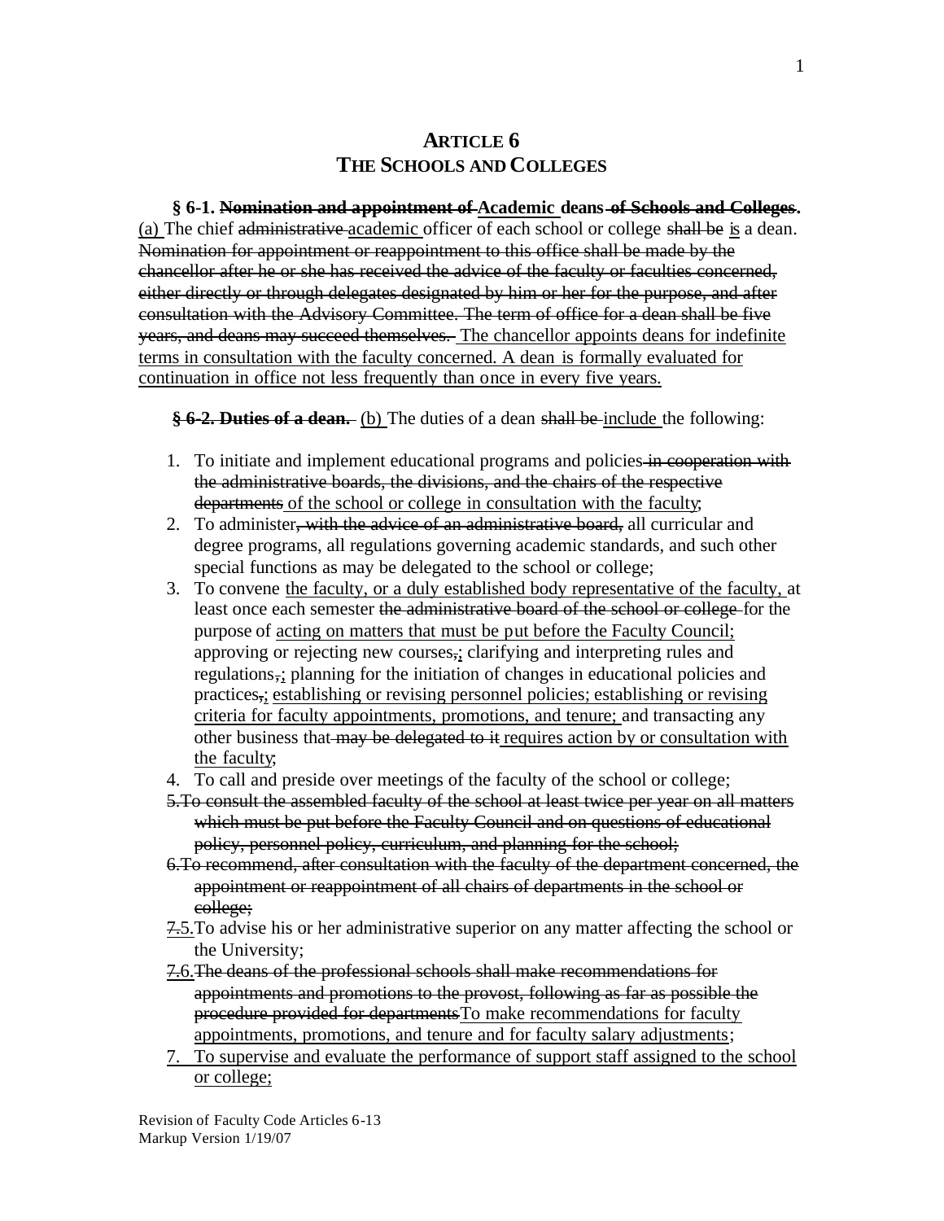# ARTICLE 6
# THE SCHOOLS AND COLLEGES

**§ 6-1. ~~Nomination and appointment of~~ <u>Academic</u> deans ~~of Schools and Colleges~~.** <u>(a)</u> The chief ~~administrative~~ <u>academic</u> officer of each school or college ~~shall be~~ <u>is</u> a dean. ~~Nomination for appointment or reappointment to this office shall be made by the chancellor after he or she has received the advice of the faculty or faculties concerned, either directly or through delegates designated by him or her for the purpose, and after consultation with the Advisory Committee. The term of office for a dean shall be five years, and deans may succeed themselves.~~ <u>The chancellor appoints deans for indefinite terms in consultation with the faculty concerned. A dean is formally evaluated for continuation in office not less frequently than once in every five years.</u>

**~~§ 6-2. Duties of a dean.~~** <u>(b)</u> The duties of a dean ~~shall be~~ <u>include</u> the following:

1. To initiate and implement educational programs and policies ~~in cooperation with the administrative boards, the divisions, and the chairs of the respective departments~~ <u>of the school or college in consultation with the faculty</u>;
2. To administer~~, with the advice of an administrative board,~~ all curricular and degree programs, all regulations governing academic standards, and such other special functions as may be delegated to the school or college;
3. To convene <u>the faculty, or a duly established body representative of the faculty,</u> at least once each semester ~~the administrative board of the school or college~~ for the purpose of <u>acting on matters that must be put before the Faculty Council;</u> approving or rejecting new courses~~,~~<u>;</u> clarifying and interpreting rules and regulations~~,~~<u>;</u> planning for the initiation of changes in educational policies and practices~~,~~<u>; establishing or revising personnel policies; establishing or revising criteria for faculty appointments, promotions, and tenure;</u> and transacting any other business that ~~may be delegated to it~~ <u>requires action by or consultation with the faculty</u>;
4. To call and preside over meetings of the faculty of the school or college;
5. ~~To consult the assembled faculty of the school at least twice per year on all matters which must be put before the Faculty Council and on questions of educational policy, personnel policy, curriculum, and planning for the school;~~
6. ~~To recommend, after consultation with the faculty of the department concerned, the appointment or reappointment of all chairs of departments in the school or college;~~

~~7.~~<u>5.</u> To advise his or her administrative superior on any matter affecting the school or the University;

~~7.~~<u>6.</u> ~~The deans of the professional schools shall make recommendations for appointments and promotions to the provost, following as far as possible the procedure provided for departments~~<u>To make recommendations for faculty appointments, promotions, and tenure and for faculty salary adjustments</u>;

<u>7. To supervise and evaluate the performance of support staff assigned to the school or college;</u>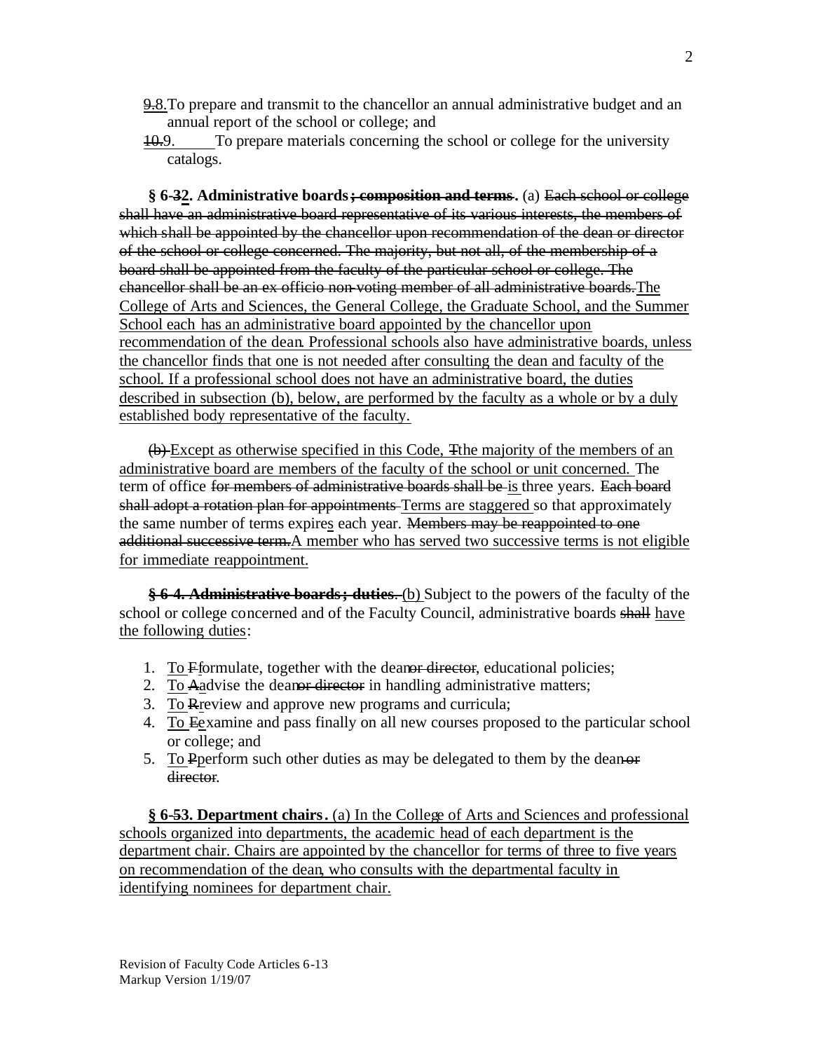~~9.~~8. To prepare and transmit to the chancellor an annual administrative budget and an annual report of the school or college; and

~~10.~~9. To prepare materials concerning the school or college for the university catalogs.

**§ 6-~~3~~2. Administrative boards~~; composition and terms~~.** (a) ~~Each school or college shall have an administrative board representative of its various interests, the members of which shall be appointed by the chancellor upon recommendation of the dean or director of the school or college concerned. The majority, but not all, of the membership of a board shall be appointed from the faculty of the particular school or college. The chancellor shall be an ex officio non-voting member of all administrative boards.~~ <u>The College of Arts and Sciences, the General College, the Graduate School, and the Summer School each has an administrative board appointed by the chancellor upon recommendation of the dean. Professional schools also have administrative boards, unless the chancellor finds that one is not needed after consulting the dean and faculty of the school. If a professional school does not have an administrative board, the duties described in subsection (b), below, are performed by the faculty as a whole or by a duly established body representative of the faculty.</u>

~~(b)~~ <u>Except as otherwise specified in this Code, t</u>~~T~~he majority of the members of an administrative board are members of the faculty of the school or unit concerned. The term of office ~~for members of administrative boards shall be~~ <u>is</u> three years. ~~Each board shall adopt a rotation plan for appointments~~ <u>Terms are staggered</u> so that approximately the same number of terms expire<u>s</u> each year. ~~Members may be reappointed to one additional successive term.~~ <u>A member who has served two successive terms is not eligible for immediate reappointment.</u>

~~**§ 6-4. Administrative boards; duties.**~~ <u>(b)</u> Subject to the powers of the faculty of the school or college concerned and of the Faculty Council, administrative boards ~~shall~~ <u>have the following duties</u>:

1. <u>To</u> ~~F~~<u>f</u>ormulate, together with the dean ~~or director~~, educational policies;
2. <u>To</u> ~~A~~<u>a</u>dvise the dean ~~or director~~ in handling administrative matters;
3. <u>To</u> ~~R~~<u>r</u>eview and approve new programs and curricula;
4. <u>To</u> ~~E~~<u>e</u>xamine and pass finally on all new courses proposed to the particular school or college; and
5. <u>To</u> ~~P~~<u>p</u>erform such other duties as may be delegated to them by the dean ~~or director~~.

<u>**§ 6-~~5~~3. Department chairs.** (a) In the College of Arts and Sciences and professional schools organized into departments, the academic head of each department is the department chair. Chairs are appointed by the chancellor for terms of three to five years on recommendation of the dean, who consults with the departmental faculty in identifying nominees for department chair.</u>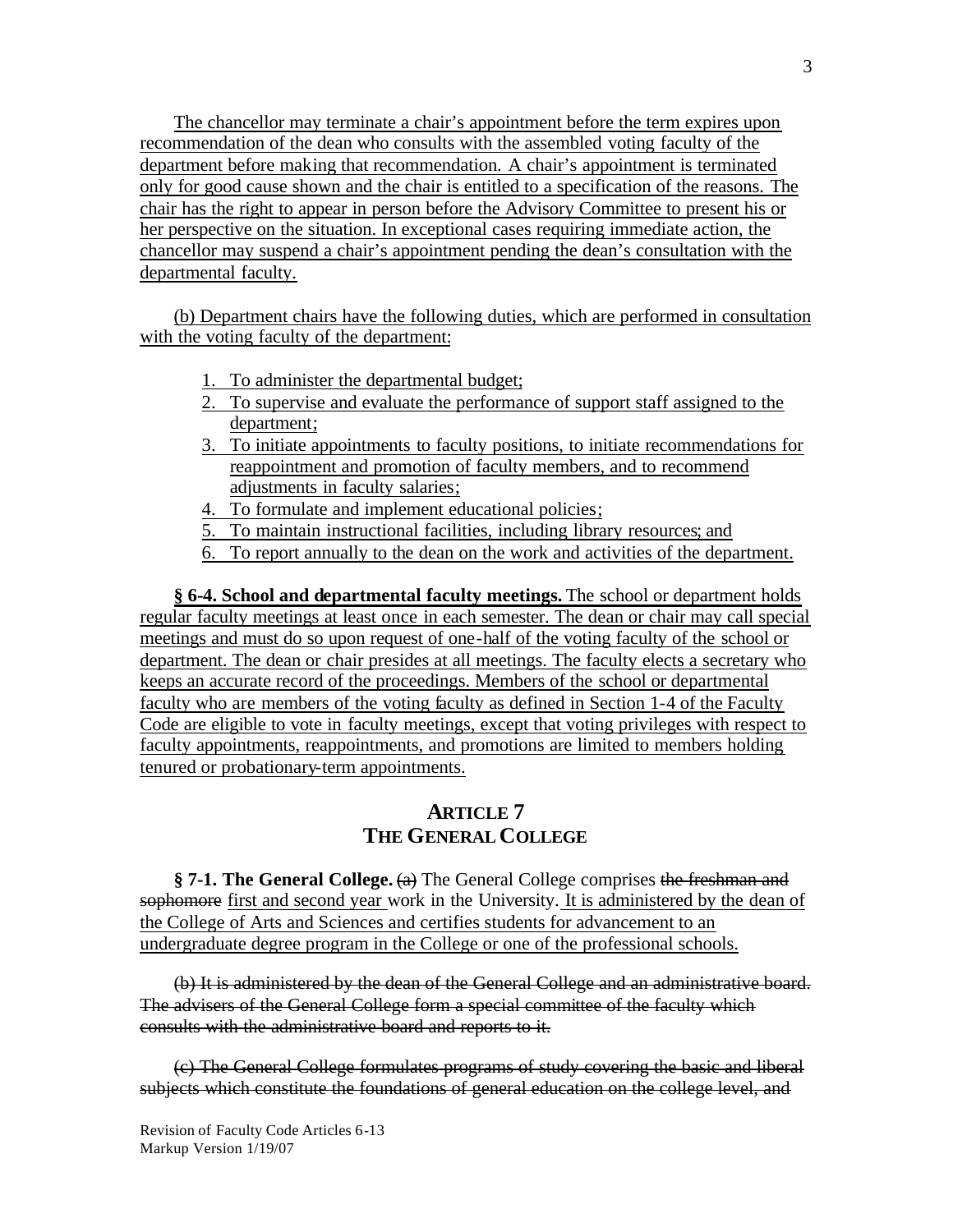The chancellor may terminate a chair's appointment before the term expires upon recommendation of the dean who consults with the assembled voting faculty of the department before making that recommendation. A chair's appointment is terminated only for good cause shown and the chair is entitled to a specification of the reasons. The chair has the right to appear in person before the Advisory Committee to present his or her perspective on the situation. In exceptional cases requiring immediate action, the chancellor may suspend a chair's appointment pending the dean's consultation with the departmental faculty.

(b) Department chairs have the following duties, which are performed in consultation with the voting faculty of the department:

1. To administer the departmental budget;
2. To supervise and evaluate the performance of support staff assigned to the department;
3. To initiate appointments to faculty positions, to initiate recommendations for reappointment and promotion of faculty members, and to recommend adjustments in faculty salaries;
4. To formulate and implement educational policies;
5. To maintain instructional facilities, including library resources; and
6. To report annually to the dean on the work and activities of the department.

**§ 6-4. School and departmental faculty meetings.** The school or department holds regular faculty meetings at least once in each semester. The dean or chair may call special meetings and must do so upon request of one-half of the voting faculty of the school or department. The dean or chair presides at all meetings. The faculty elects a secretary who keeps an accurate record of the proceedings. Members of the school or departmental faculty who are members of the voting faculty as defined in Section 1-4 of the Faculty Code are eligible to vote in faculty meetings, except that voting privileges with respect to faculty appointments, reappointments, and promotions are limited to members holding tenured or probationary-term appointments.

## ARTICLE 7
## THE GENERAL COLLEGE

**§ 7-1. The General College.** ~~(a)~~ The General College comprises ~~the freshman and sophomore~~ first and second year work in the University. It is administered by the dean of the College of Arts and Sciences and certifies students for advancement to an undergraduate degree program in the College or one of the professional schools.

~~(b) It is administered by the dean of the General College and an administrative board. The advisers of the General College form a special committee of the faculty which consults with the administrative board and reports to it.~~

~~(c) The General College formulates programs of study covering the basic and liberal subjects which constitute the foundations of general education on the college level, and~~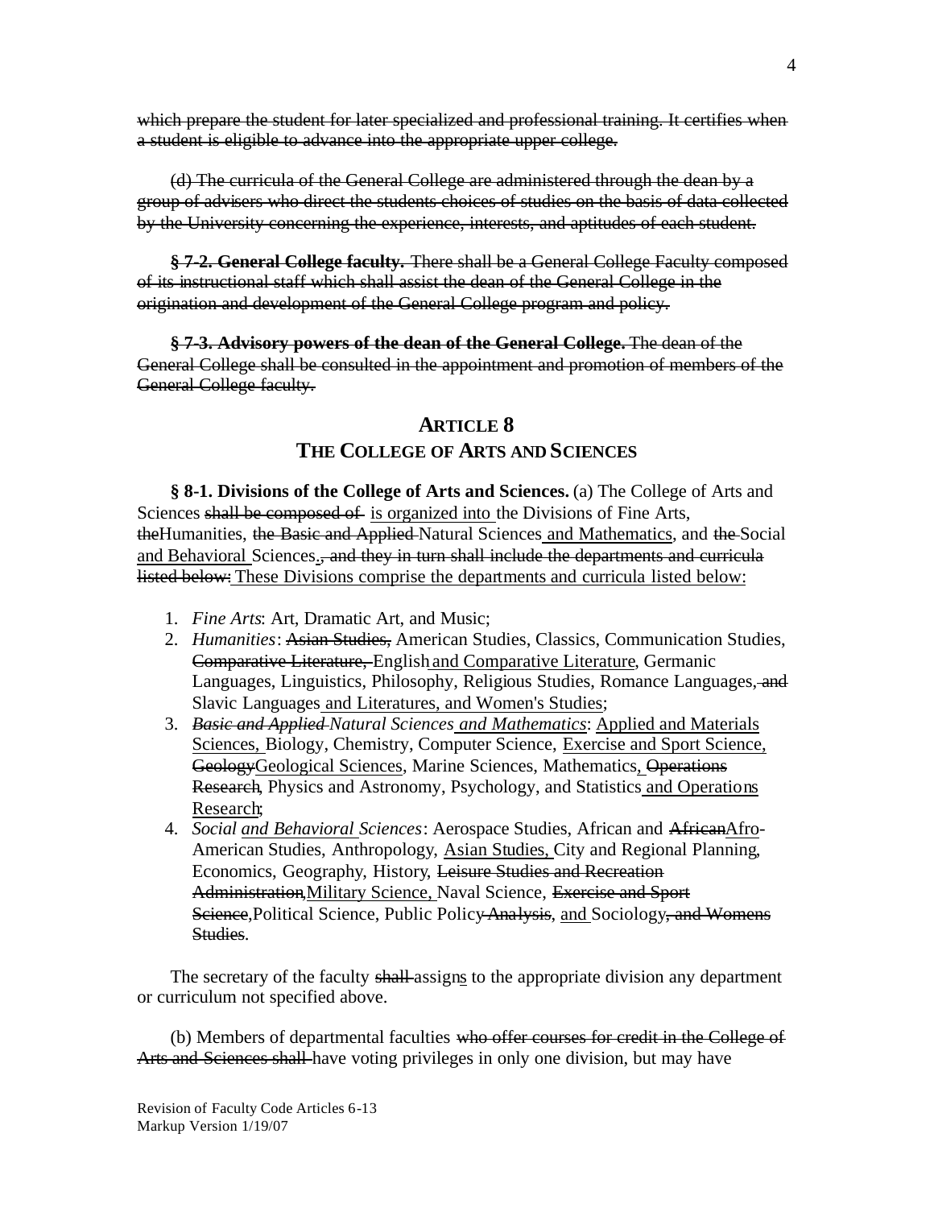~~which prepare the student for later specialized and professional training. It certifies when a student is eligible to advance into the appropriate upper college.~~

~~(d) The curricula of the General College are administered through the dean by a group of advisers who direct the students choices of studies on the basis of data collected by the University concerning the experience, interests, and aptitudes of each student.~~

~~**§ 7-2. General College faculty.** There shall be a General College Faculty composed of its instructional staff which shall assist the dean of the General College in the origination and development of the General College program and policy.~~

~~**§ 7-3. Advisory powers of the dean of the General College.** The dean of the General College shall be consulted in the appointment and promotion of members of the General College faculty.~~

## ARTICLE 8
## THE COLLEGE OF ARTS AND SCIENCES

**§ 8-1. Divisions of the College of Arts and Sciences.** (a) The College of Arts and Sciences ~~shall be composed of~~ <u>is organized into</u> the Divisions of Fine Arts, ~~the~~Humanities, ~~the Basic and Applied~~ Natural Sciences<u> and Mathematics</u>, and ~~the~~ Social <u>and Behavioral</u> Sciences<u>.</u>~~, and they in turn shall include the departments and curricula listed below:~~ <u>These Divisions comprise the departments and curricula listed below:</u>

1. *Fine Arts*: Art, Dramatic Art, and Music;
2. *Humanities*: ~~Asian Studies,~~ American Studies, Classics, Communication Studies, ~~Comparative Literature,~~ English<u> and Comparative Literature</u>, Germanic Languages, Linguistics, Philosophy, Religious Studies, Romance Languages~~, and~~ Slavic Languages<u> and Literatures, and Women's Studies</u>;
3. ~~*Basic and Applied*~~ *Natural Sciences<u> and Mathematics</u>*: <u>Applied and Materials Sciences,</u> Biology, Chemistry, Computer Science, <u>Exercise and Sport Science,</u> ~~Geology~~<u>Geological Sciences</u>, Marine Sciences, Mathematics<u>,</u> ~~Operations Research~~, Physics and Astronomy, Psychology, and Statistics<u> and Operations Research</u>;
4. *Social <u>and Behavioral</u> Sciences*: Aerospace Studies, African and ~~African~~<u>Afro</u>-American Studies, Anthropology, <u>Asian Studies,</u> City and Regional Planning, Economics, Geography, History, ~~Leisure Studies and Recreation Administration~~, <u>Military Science,</u> Naval Science, ~~Exercise and Sport Science~~, Political Science, Public Policy~~ Analysis~~, <u>and</u> Sociology~~, and Womens Studies~~.

The secretary of the faculty ~~shall~~ assign<u>s</u> to the appropriate division any department or curriculum not specified above.

(b) Members of departmental faculties ~~who offer courses for credit in the College of Arts and Sciences shall~~ have voting privileges in only one division, but may have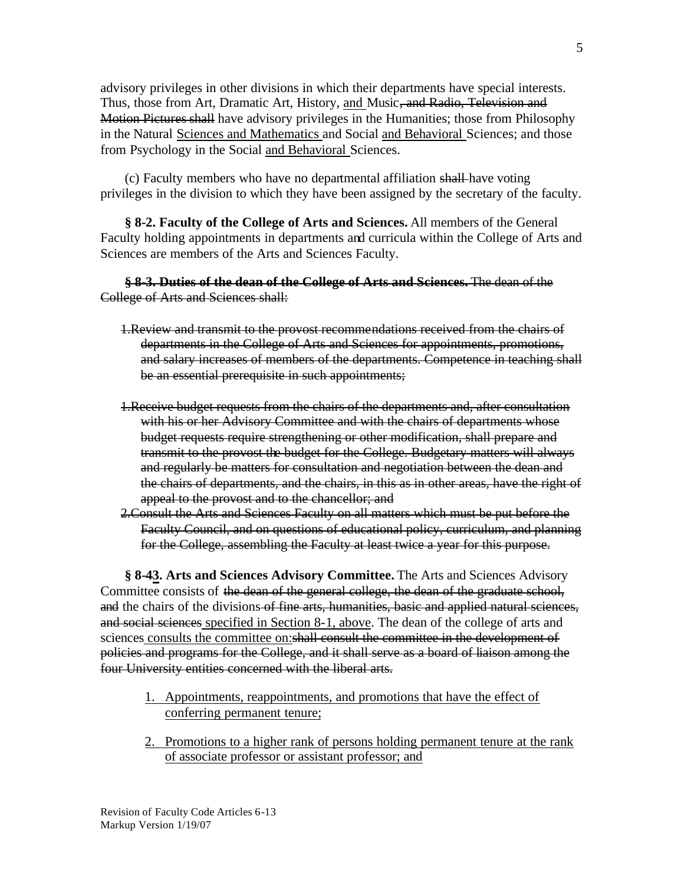advisory privileges in other divisions in which their departments have special interests. Thus, those from Art, Dramatic Art, History, <u>and</u> Music~~, and Radio, Television and Motion Pictures shall~~ have advisory privileges in the Humanities; those from Philosophy in the Natural <u>Sciences and Mathematics</u> and Social <u>and Behavioral</u> Sciences; and those from Psychology in the Social <u>and Behavioral</u> Sciences.

(c) Faculty members who have no departmental affiliation ~~shall~~ have voting privileges in the division to which they have been assigned by the secretary of the faculty.

**§ 8-2. Faculty of the College of Arts and Sciences.** All members of the General Faculty holding appointments in departments and curricula within the College of Arts and Sciences are members of the Arts and Sciences Faculty.

~~**§ 8-3. Duties of the dean of the College of Arts and Sciences.** The dean of the College of Arts and Sciences shall:~~

~~1.Review and transmit to the provost recommendations received from the chairs of departments in the College of Arts and Sciences for appointments, promotions, and salary increases of members of the departments. Competence in teaching shall be an essential prerequisite in such appointments;~~

~~1.Receive budget requests from the chairs of the departments and, after consultation with his or her Advisory Committee and with the chairs of departments whose budget requests require strengthening or other modification, shall prepare and transmit to the provost the budget for the College. Budgetary matters will always and regularly be matters for consultation and negotiation between the dean and the chairs of departments, and the chairs, in this as in other areas, have the right of appeal to the provost and to the chancellor; and~~

~~2.Consult the Arts and Sciences Faculty on all matters which must be put before the Faculty Council, and on questions of educational policy, curriculum, and planning for the College, assembling the Faculty at least twice a year for this purpose.~~

**§ 8-4<u>3</u>. Arts and Sciences Advisory Committee.** The Arts and Sciences Advisory Committee consists of ~~the dean of the general college, the dean of the graduate school, and~~ the chairs of the divisions ~~of fine arts, humanities, basic and applied natural sciences, and social sciences~~ <u>specified in Section 8-1, above</u>. The dean of the college of arts and sciences <u>consults the committee on:</u>~~shall consult the committee in the development of policies and programs for the College, and it shall serve as a board of liaison among the four University entities concerned with the liberal arts.~~

1. <u>Appointments, reappointments, and promotions that have the effect of conferring permanent tenure;</u>

2. <u>Promotions to a higher rank of persons holding permanent tenure at the rank of associate professor or assistant professor; and</u>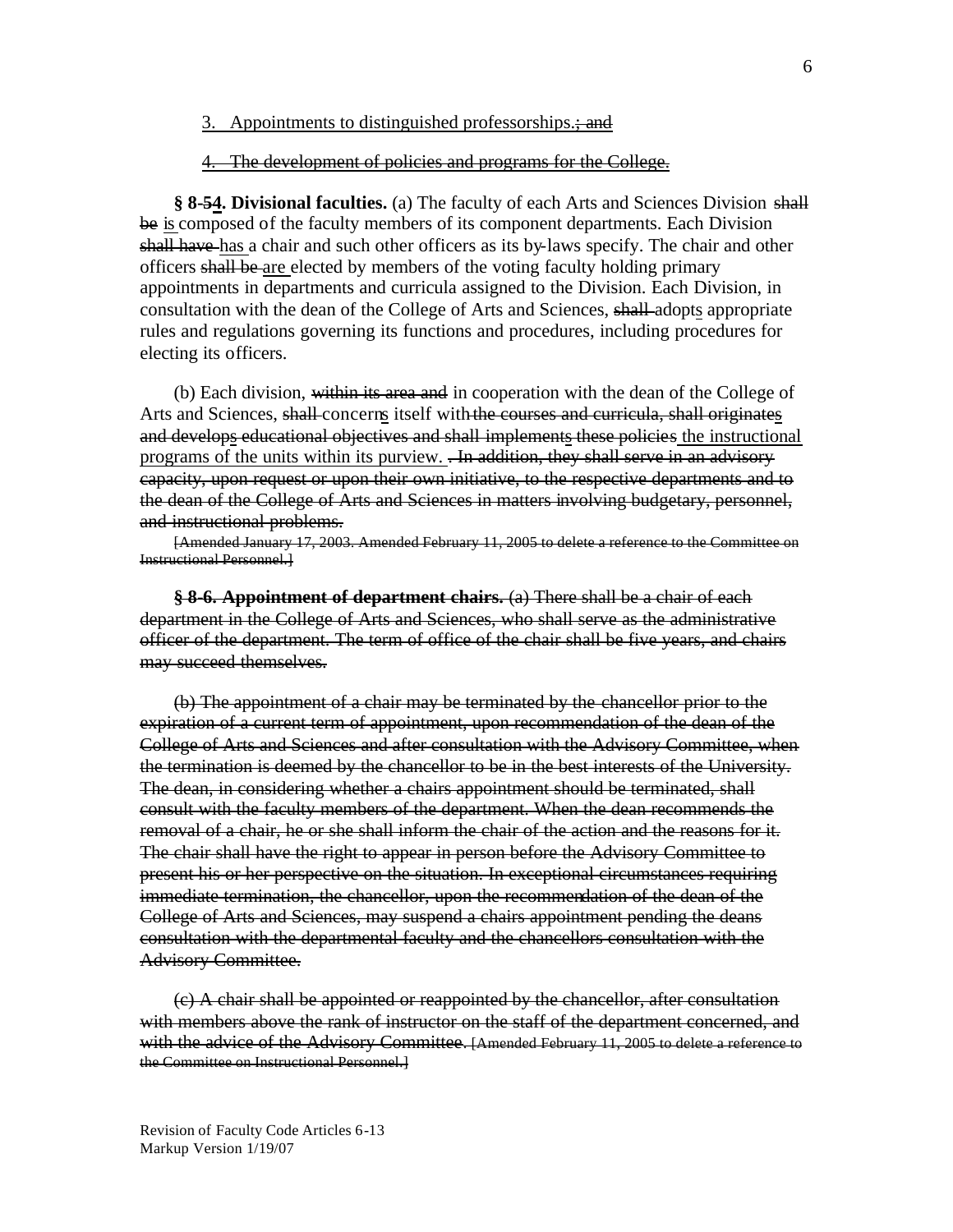3. Appointments to distinguished professorships.~~; and~~

~~4. The development of policies and programs for the College.~~

**§ 8-~~5~~4. Divisional faculties.** (a) The faculty of each Arts and Sciences Division ~~shall be~~ is composed of the faculty members of its component departments. Each Division ~~shall have~~ has a chair and such other officers as its by-laws specify. The chair and other officers ~~shall be~~ are elected by members of the voting faculty holding primary appointments in departments and curricula assigned to the Division. Each Division, in consultation with the dean of the College of Arts and Sciences, ~~shall~~ adopts appropriate rules and regulations governing its functions and procedures, including procedures for electing its officers.

(b) Each division, ~~within its area and~~ in cooperation with the dean of the College of Arts and Sciences, ~~shall~~ concerns itself with ~~the courses and curricula, shall originate~~s ~~and develop~~s ~~educational objectives and shall implement~~s ~~these policies~~ the instructional programs of the units within its purview. ~~. In addition, they shall serve in an advisory capacity, upon request or upon their own initiative, to the respective departments and to the dean of the College of Arts and Sciences in matters involving budgetary, personnel, and instructional problems.~~

~~[Amended January 17, 2003. Amended February 11, 2005 to delete a reference to the Committee on Instructional Personnel.]~~

~~**§ 8-6. Appointment of department chairs.** (a) There shall be a chair of each department in the College of Arts and Sciences, who shall serve as the administrative officer of the department. The term of office of the chair shall be five years, and chairs may succeed themselves.~~

~~(b) The appointment of a chair may be terminated by the chancellor prior to the expiration of a current term of appointment, upon recommendation of the dean of the College of Arts and Sciences and after consultation with the Advisory Committee, when the termination is deemed by the chancellor to be in the best interests of the University. The dean, in considering whether a chairs appointment should be terminated, shall consult with the faculty members of the department. When the dean recommends the removal of a chair, he or she shall inform the chair of the action and the reasons for it. The chair shall have the right to appear in person before the Advisory Committee to present his or her perspective on the situation. In exceptional circumstances requiring immediate termination, the chancellor, upon the recommendation of the dean of the College of Arts and Sciences, may suspend a chairs appointment pending the deans consultation with the departmental faculty and the chancellors consultation with the Advisory Committee.~~

~~(c) A chair shall be appointed or reappointed by the chancellor, after consultation with members above the rank of instructor on the staff of the department concerned, and with the advice of the Advisory Committee. [Amended February 11, 2005 to delete a reference to the Committee on Instructional Personnel.]~~

Revision of Faculty Code Articles 6-13
Markup Version 1/19/07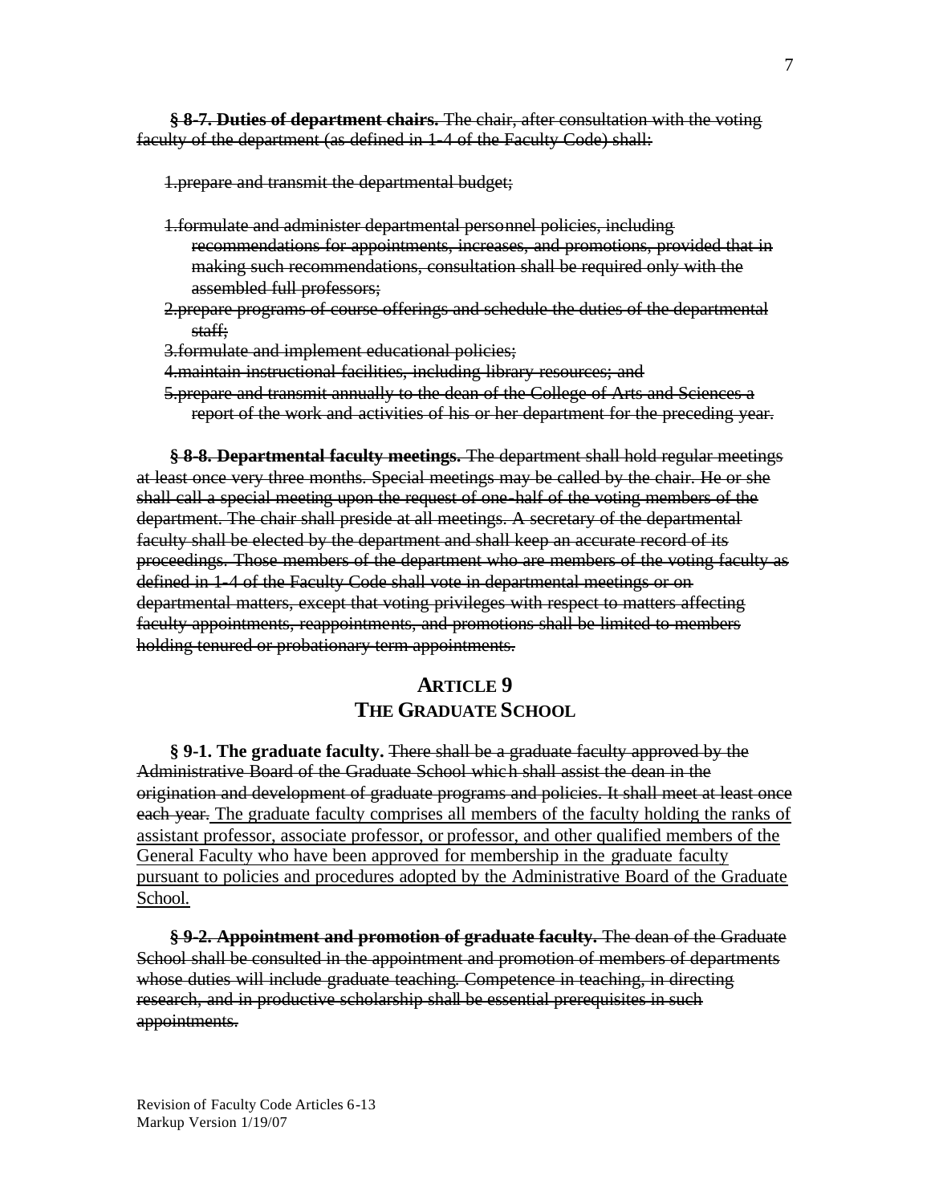~~**§ 8-7. Duties of department chairs.** The chair, after consultation with the voting faculty of the department (as defined in 1-4 of the Faculty Code) shall:~~

~~1.prepare and transmit the departmental budget;~~

~~1.formulate and administer departmental personnel policies, including recommendations for appointments, increases, and promotions, provided that in making such recommendations, consultation shall be required only with the assembled full professors;~~

~~2.prepare programs of course offerings and schedule the duties of the departmental staff;~~

~~3.formulate and implement educational policies;~~

~~4.maintain instructional facilities, including library resources; and~~

~~5.prepare and transmit annually to the dean of the College of Arts and Sciences a report of the work and activities of his or her department for the preceding year.~~

~~**§ 8-8. Departmental faculty meetings.** The department shall hold regular meetings at least once very three months. Special meetings may be called by the chair. He or she shall call a special meeting upon the request of one-half of the voting members of the department. The chair shall preside at all meetings. A secretary of the departmental faculty shall be elected by the department and shall keep an accurate record of its proceedings. Those members of the department who are members of the voting faculty as defined in 1-4 of the Faculty Code shall vote in departmental meetings or on departmental matters, except that voting privileges with respect to matters affecting faculty appointments, reappointments, and promotions shall be limited to members holding tenured or probationary term appointments.~~

## ARTICLE 9
## THE GRADUATE SCHOOL

**§ 9-1. The graduate faculty.** ~~There shall be a graduate faculty approved by the Administrative Board of the Graduate School which shall assist the dean in the origination and development of graduate programs and policies. It shall meet at least once each year.~~ <u>The graduate faculty comprises all members of the faculty holding the ranks of assistant professor, associate professor, or professor, and other qualified members of the General Faculty who have been approved for membership in the graduate faculty pursuant to policies and procedures adopted by the Administrative Board of the Graduate School.</u>

~~**§ 9-2. Appointment and promotion of graduate faculty.** The dean of the Graduate School shall be consulted in the appointment and promotion of members of departments whose duties will include graduate teaching. Competence in teaching, in directing research, and in productive scholarship shall be essential prerequisites in such appointments.~~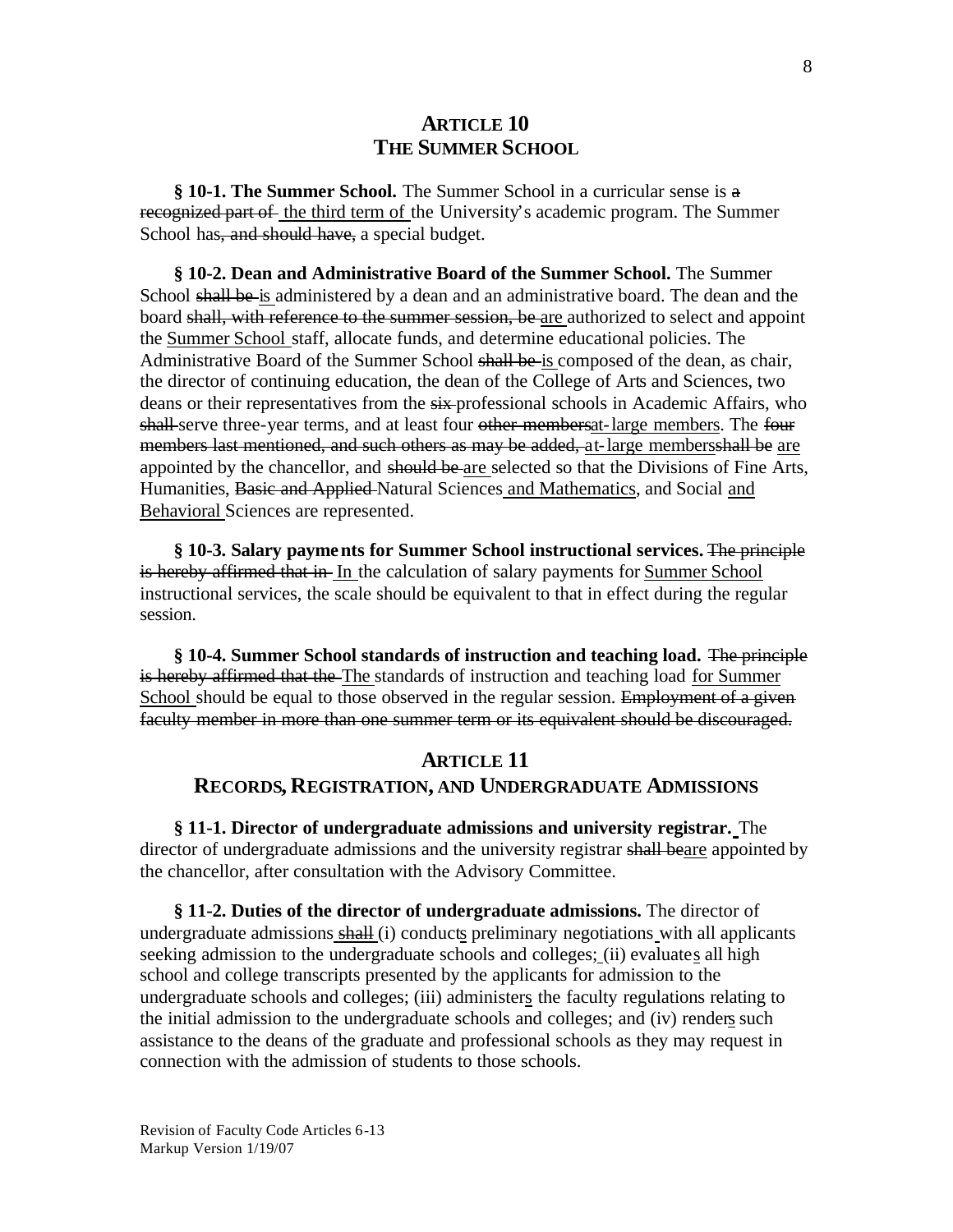## ARTICLE 10
## THE SUMMER SCHOOL

**§ 10-1. The Summer School.** The Summer School in a curricular sense is ~~a recognized part of~~ <u>the third term of</u> the University's academic program. The Summer School has~~, and should have,~~ a special budget.

**§ 10-2. Dean and Administrative Board of the Summer School.** The Summer School ~~shall be~~ <u>is</u> administered by a dean and an administrative board. The dean and the board ~~shall, with reference to the summer session, be~~ <u>are</u> authorized to select and appoint the <u>Summer School</u> staff, allocate funds, and determine educational policies. The Administrative Board of the Summer School ~~shall be~~ <u>is</u> composed of the dean, as chair, the director of continuing education, the dean of the College of Arts and Sciences, two deans or their representatives from the ~~six~~ professional schools in Academic Affairs, who ~~shall~~ serve three-year terms, and at least four ~~other members~~<u>at-large members</u>. The ~~four members last mentioned, and such others as may be added,~~ <u>at-large members</u>~~shall be~~ <u>are</u> appointed by the chancellor, and ~~should be~~ <u>are</u> selected so that the Divisions of Fine Arts, Humanities, ~~Basic and Applied~~ Natural Sciences <u>and Mathematics</u>, and Social <u>and Behavioral</u> Sciences are represented.

**§ 10-3. Salary payments for Summer School instructional services.** ~~The principle is hereby affirmed that in~~ <u>In</u> the calculation of salary payments for <u>Summer School</u> instructional services, the scale should be equivalent to that in effect during the regular session.

**§ 10-4. Summer School standards of instruction and teaching load.** ~~The principle is hereby affirmed that the~~ <u>The</u> standards of instruction and teaching load <u>for Summer School</u> should be equal to those observed in the regular session. ~~Employment of a given faculty member in more than one summer term or its equivalent should be discouraged.~~

## ARTICLE 11
## RECORDS, REGISTRATION, AND UNDERGRADUATE ADMISSIONS

**§ 11-1. Director of undergraduate admissions and university registrar.** The director of undergraduate admissions and the university registrar ~~shall be~~<u>are</u> appointed by the chancellor, after consultation with the Advisory Committee.

**§ 11-2. Duties of the director of undergraduate admissions.** The director of undergraduate admissions ~~shall~~ (i) conduct<u>s</u> preliminary negotiations with all applicants seeking admission to the undergraduate schools and colleges; (ii) evaluate<u>s</u> all high school and college transcripts presented by the applicants for admission to the undergraduate schools and colleges; (iii) administer<u>s</u> the faculty regulations relating to the initial admission to the undergraduate schools and colleges; and (iv) render<u>s</u> such assistance to the deans of the graduate and professional schools as they may request in connection with the admission of students to those schools.

Revision of Faculty Code Articles 6-13
Markup Version 1/19/07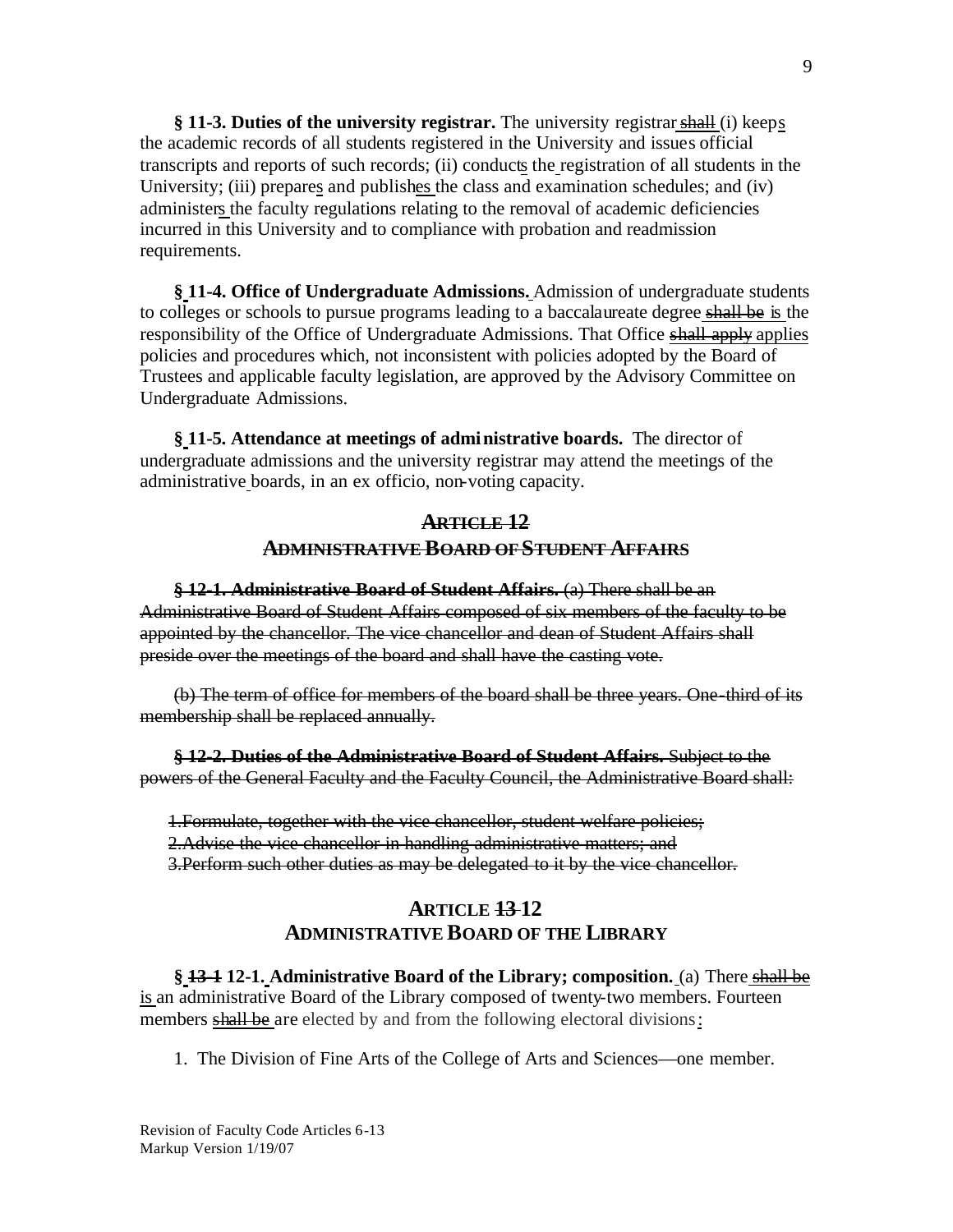**§ 11-3. Duties of the university registrar.** The university registrar ~~shall~~ (i) keeps the academic records of all students registered in the University and issues official transcripts and reports of such records; (ii) conducts the registration of all students in the University; (iii) prepares and publishes the class and examination schedules; and (iv) administers the faculty regulations relating to the removal of academic deficiencies incurred in this University and to compliance with probation and readmission requirements.

**§ 11-4. Office of Undergraduate Admissions.** Admission of undergraduate students to colleges or schools to pursue programs leading to a baccalaureate degree ~~shall be~~ is the responsibility of the Office of Undergraduate Admissions. That Office ~~shall apply~~ applies policies and procedures which, not inconsistent with policies adopted by the Board of Trustees and applicable faculty legislation, are approved by the Advisory Committee on Undergraduate Admissions.

**§ 11-5. Attendance at meetings of administrative boards.** The director of undergraduate admissions and the university registrar may attend the meetings of the administrative boards, in an ex officio, non-voting capacity.

## ~~ARTICLE 12~~
## ~~ADMINISTRATIVE BOARD OF STUDENT AFFAIRS~~

~~**§ 12-1. Administrative Board of Student Affairs.** (a) There shall be an Administrative Board of Student Affairs composed of six members of the faculty to be appointed by the chancellor. The vice chancellor and dean of Student Affairs shall preside over the meetings of the board and shall have the casting vote.~~

~~(b) The term of office for members of the board shall be three years. One-third of its membership shall be replaced annually.~~

~~**§ 12-2. Duties of the Administrative Board of Student Affairs.** Subject to the powers of the General Faculty and the Faculty Council, the Administrative Board shall:~~

~~1. Formulate, together with the vice chancellor, student welfare policies;~~
~~2. Advise the vice chancellor in handling administrative matters; and~~
~~3. Perform such other duties as may be delegated to it by the vice chancellor.~~

## ARTICLE ~~13~~ 12
## ADMINISTRATIVE BOARD OF THE LIBRARY

**§ ~~13-1~~ 12-1. Administrative Board of the Library; composition.** (a) There ~~shall be~~ is an administrative Board of the Library composed of twenty-two members. Fourteen members ~~shall be~~ are elected by and from the following electoral divisions:

1. The Division of Fine Arts of the College of Arts and Sciences—one member.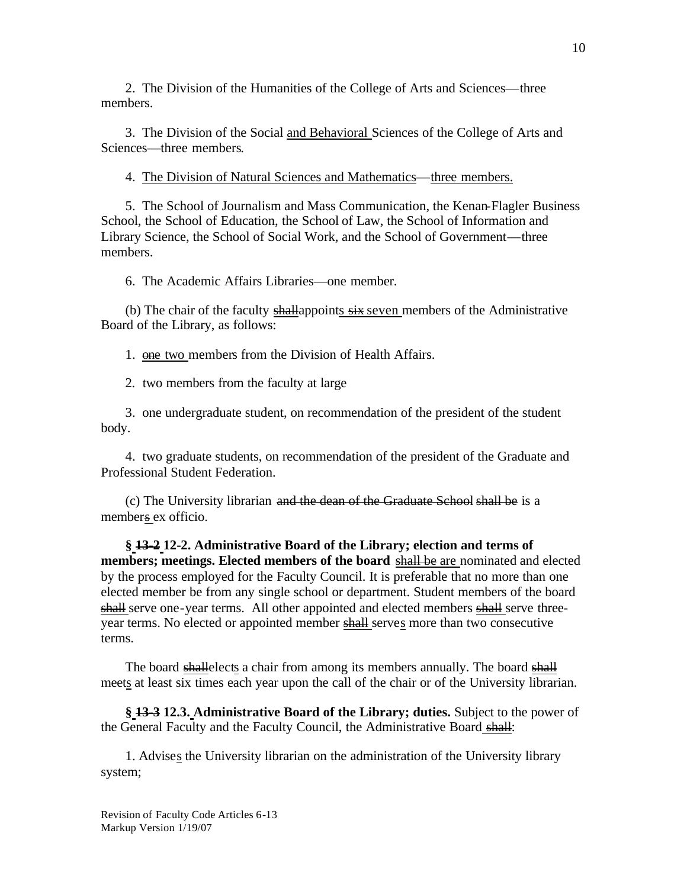2. The Division of the Humanities of the College of Arts and Sciences—three members.

3. The Division of the Social <u>and Behavioral</u> Sciences of the College of Arts and Sciences—three members.

4. <u>The Division of Natural Sciences and Mathematics</u>—<u>three members.</u>

5. The School of Journalism and Mass Communication, the Kenan-Flagler Business School, the School of Education, the School of Law, the School of Information and Library Science, the School of Social Work, and the School of Government—three members.

6. The Academic Affairs Libraries—one member.

(b) The chair of the faculty ~~shall~~appoint<u>s</u> ~~six~~ <u>seven</u> members of the Administrative Board of the Library, as follows:

1. ~~one~~ <u>two</u> member<u>s</u> from the Division of Health Affairs.

2. two members from the faculty at large

3. one undergraduate student, on recommendation of the president of the student body.

4. two graduate students, on recommendation of the president of the Graduate and Professional Student Federation.

(c) The University librarian ~~and the dean of the Graduate School~~ ~~shall be~~ is a member~~s~~ ex officio.

**§ ~~13-2~~ <u>12-2.</u> Administrative Board of the Library; election and terms of members; meetings. Elected members of the board** ~~shall be~~ <u>are</u> nominated and elected by the process employed for the Faculty Council. It is preferable that no more than one elected member be from any single school or department. Student members of the board ~~shall~~ serve one-year terms. All other appointed and elected members ~~shall~~ serve three-year terms. No elected or appointed member ~~shall~~ serve<u>s</u> more than two consecutive terms.

The board ~~shall~~elect<u>s</u> a chair from among its members annually. The board ~~shall~~ meet<u>s</u> at least six times each year upon the call of the chair or of the University librarian.

**§ ~~13-3~~ <u>12.3.</u> Administrative Board of the Library; duties.** Subject to the power of the General Faculty and the Faculty Council, the Administrative Board ~~shall~~:

1. Advise<u>s</u> the University librarian on the administration of the University library system;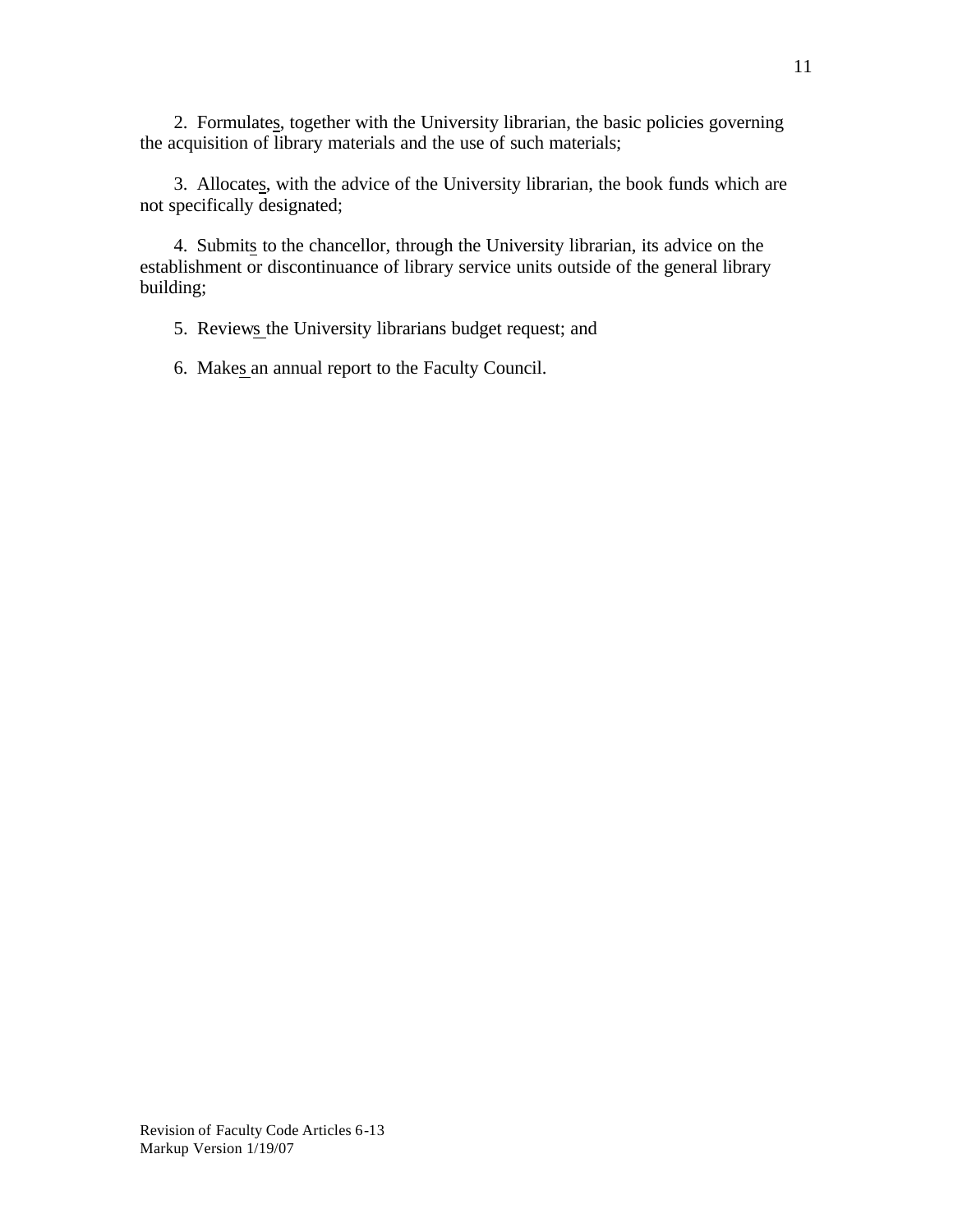2. Formulates, together with the University librarian, the basic policies governing the acquisition of library materials and the use of such materials;

3. Allocates, with the advice of the University librarian, the book funds which are not specifically designated;

4. Submits to the chancellor, through the University librarian, its advice on the establishment or discontinuance of library service units outside of the general library building;

5. Reviews the University librarians budget request; and

6. Makes an annual report to the Faculty Council.